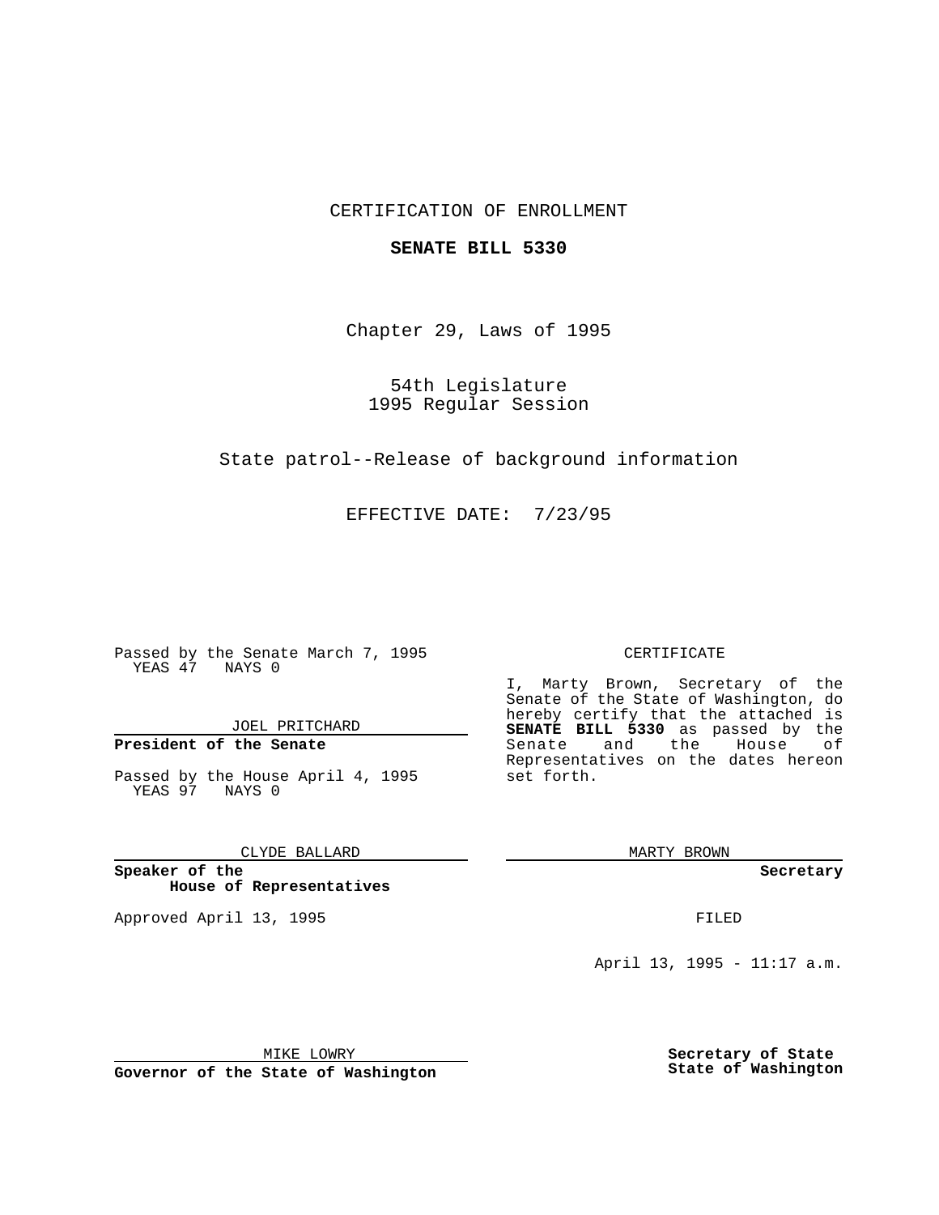CERTIFICATION OF ENROLLMENT

**SENATE BILL 5330**

Chapter 29, Laws of 1995

54th Legislature
1995 Regular Session

State patrol--Release of background information

EFFECTIVE DATE: 7/23/95

Passed by the Senate March 7, 1995
YEAS 47 NAYS 0

JOEL PRITCHARD

**President of the Senate**

Passed by the House April 4, 1995
YEAS 97 NAYS 0

CLYDE BALLARD

**Speaker of the House of Representatives**

Approved April 13, 1995

MIKE LOWRY

**Governor of the State of Washington**

CERTIFICATE

I, Marty Brown, Secretary of the Senate of the State of Washington, do hereby certify that the attached is **SENATE BILL 5330** as passed by the Senate and the House of Representatives on the dates hereon set forth.

MARTY BROWN

**Secretary**

FILED

April 13, 1995 - 11:17 a.m.

**Secretary of State**
**State of Washington**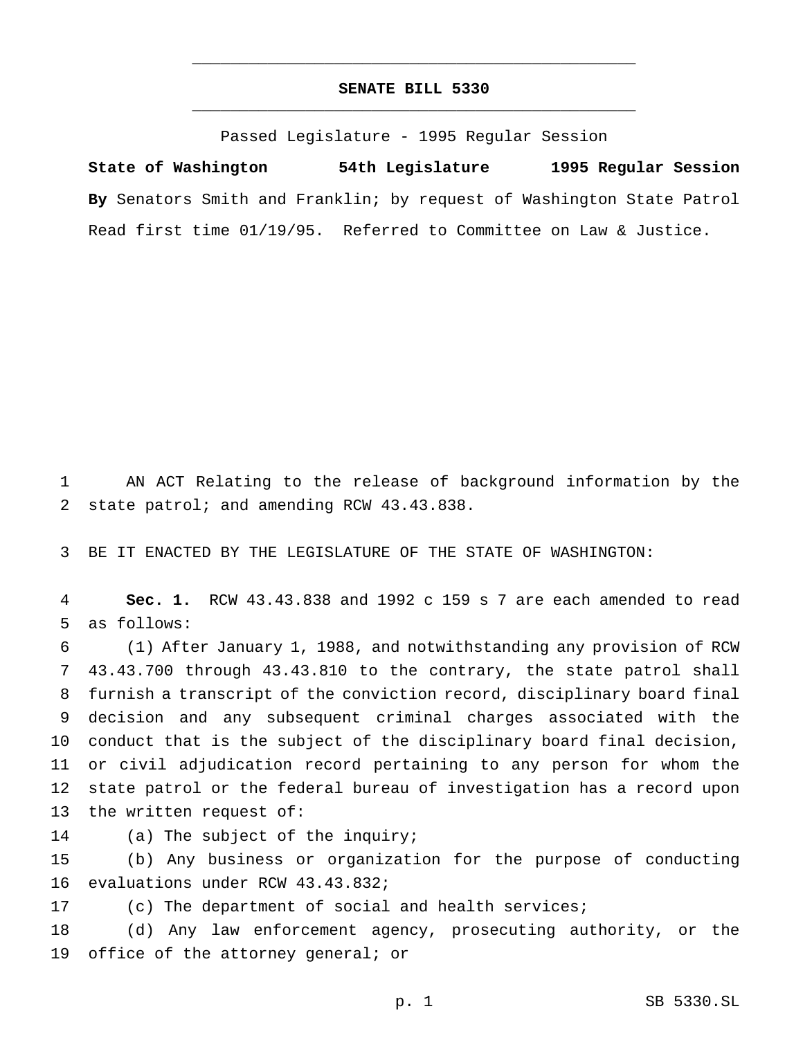# SENATE BILL 5330

Passed Legislature - 1995 Regular Session

**State of Washington 54th Legislature 1995 Regular Session**

**By** Senators Smith and Franklin; by request of Washington State Patrol

Read first time 01/19/95. Referred to Committee on Law & Justice.

AN ACT Relating to the release of background information by the state patrol; and amending RCW 43.43.838.

BE IT ENACTED BY THE LEGISLATURE OF THE STATE OF WASHINGTON:

**Sec. 1.** RCW 43.43.838 and 1992 c 159 s 7 are each amended to read as follows:

(1) After January 1, 1988, and notwithstanding any provision of RCW 43.43.700 through 43.43.810 to the contrary, the state patrol shall furnish a transcript of the conviction record, disciplinary board final decision and any subsequent criminal charges associated with the conduct that is the subject of the disciplinary board final decision, or civil adjudication record pertaining to any person for whom the state patrol or the federal bureau of investigation has a record upon the written request of:

(a) The subject of the inquiry;

(b) Any business or organization for the purpose of conducting evaluations under RCW 43.43.832;

(c) The department of social and health services;

(d) Any law enforcement agency, prosecuting authority, or the office of the attorney general; or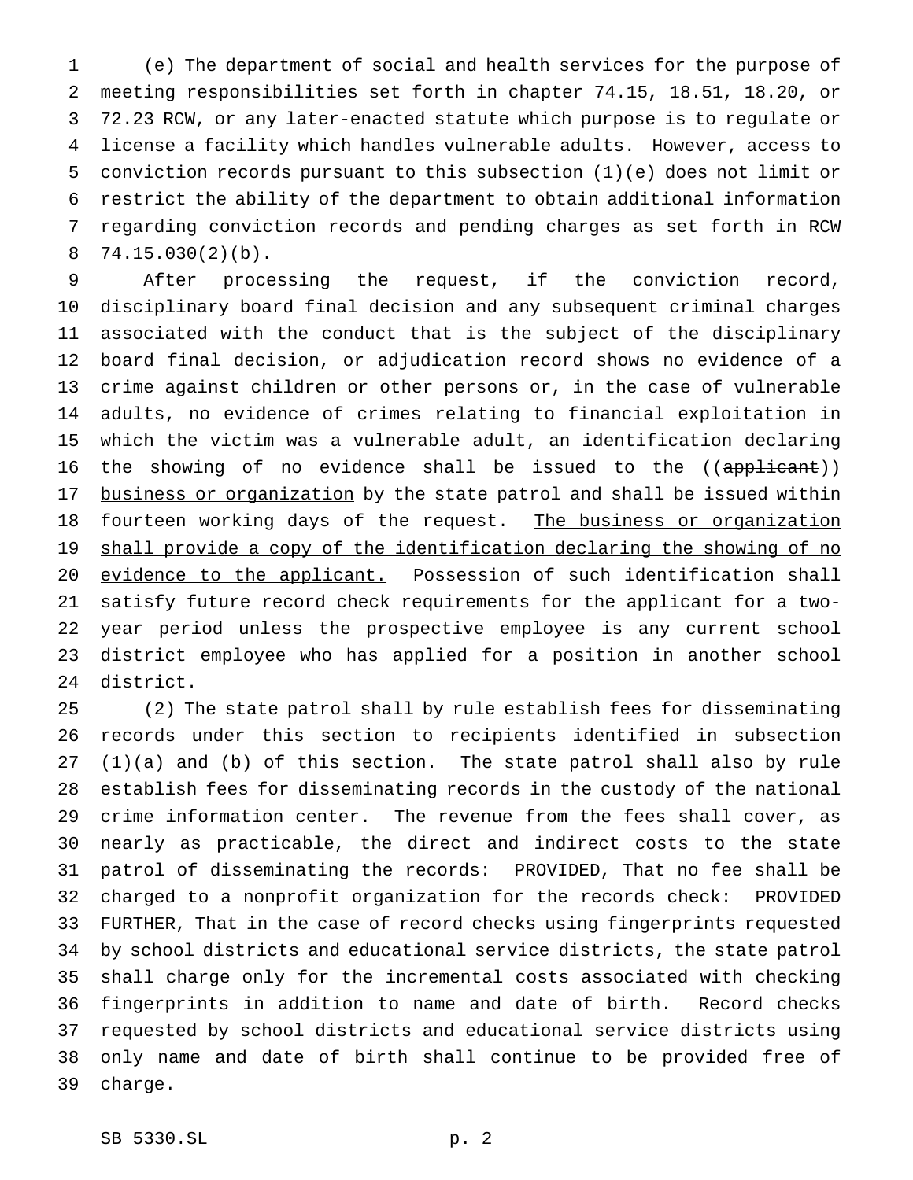(e) The department of social and health services for the purpose of meeting responsibilities set forth in chapter 74.15, 18.51, 18.20, or 72.23 RCW, or any later-enacted statute which purpose is to regulate or license a facility which handles vulnerable adults. However, access to conviction records pursuant to this subsection (1)(e) does not limit or restrict the ability of the department to obtain additional information regarding conviction records and pending charges as set forth in RCW 74.15.030(2)(b).

After processing the request, if the conviction record, disciplinary board final decision and any subsequent criminal charges associated with the conduct that is the subject of the disciplinary board final decision, or adjudication record shows no evidence of a crime against children or other persons or, in the case of vulnerable adults, no evidence of crimes relating to financial exploitation in which the victim was a vulnerable adult, an identification declaring the showing of no evidence shall be issued to the ((~~applicant~~)) <u>business or organization</u> by the state patrol and shall be issued within fourteen working days of the request. <u>The business or organization shall provide a copy of the identification declaring the showing of no evidence to the applicant.</u> Possession of such identification shall satisfy future record check requirements for the applicant for a two-year period unless the prospective employee is any current school district employee who has applied for a position in another school district.

(2) The state patrol shall by rule establish fees for disseminating records under this section to recipients identified in subsection (1)(a) and (b) of this section. The state patrol shall also by rule establish fees for disseminating records in the custody of the national crime information center. The revenue from the fees shall cover, as nearly as practicable, the direct and indirect costs to the state patrol of disseminating the records: PROVIDED, That no fee shall be charged to a nonprofit organization for the records check: PROVIDED FURTHER, That in the case of record checks using fingerprints requested by school districts and educational service districts, the state patrol shall charge only for the incremental costs associated with checking fingerprints in addition to name and date of birth. Record checks requested by school districts and educational service districts using only name and date of birth shall continue to be provided free of charge.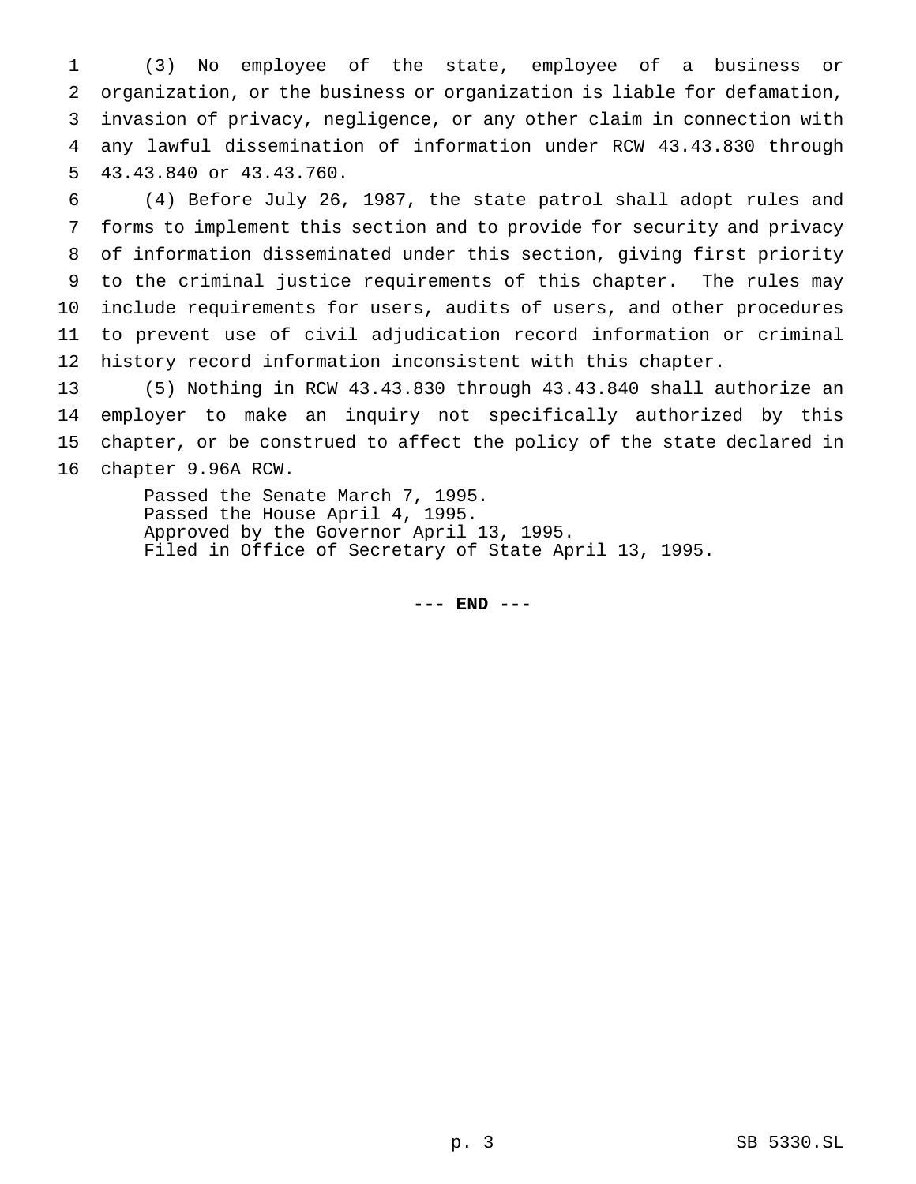(3) No employee of the state, employee of a business or organization, or the business or organization is liable for defamation, invasion of privacy, negligence, or any other claim in connection with any lawful dissemination of information under RCW 43.43.830 through 43.43.840 or 43.43.760.

(4) Before July 26, 1987, the state patrol shall adopt rules and forms to implement this section and to provide for security and privacy of information disseminated under this section, giving first priority to the criminal justice requirements of this chapter. The rules may include requirements for users, audits of users, and other procedures to prevent use of civil adjudication record information or criminal history record information inconsistent with this chapter.

(5) Nothing in RCW 43.43.830 through 43.43.840 shall authorize an employer to make an inquiry not specifically authorized by this chapter, or be construed to affect the policy of the state declared in chapter 9.96A RCW.

Passed the Senate March 7, 1995.
Passed the House April 4, 1995.
Approved by the Governor April 13, 1995.
Filed in Office of Secretary of State April 13, 1995.

**--- END ---**